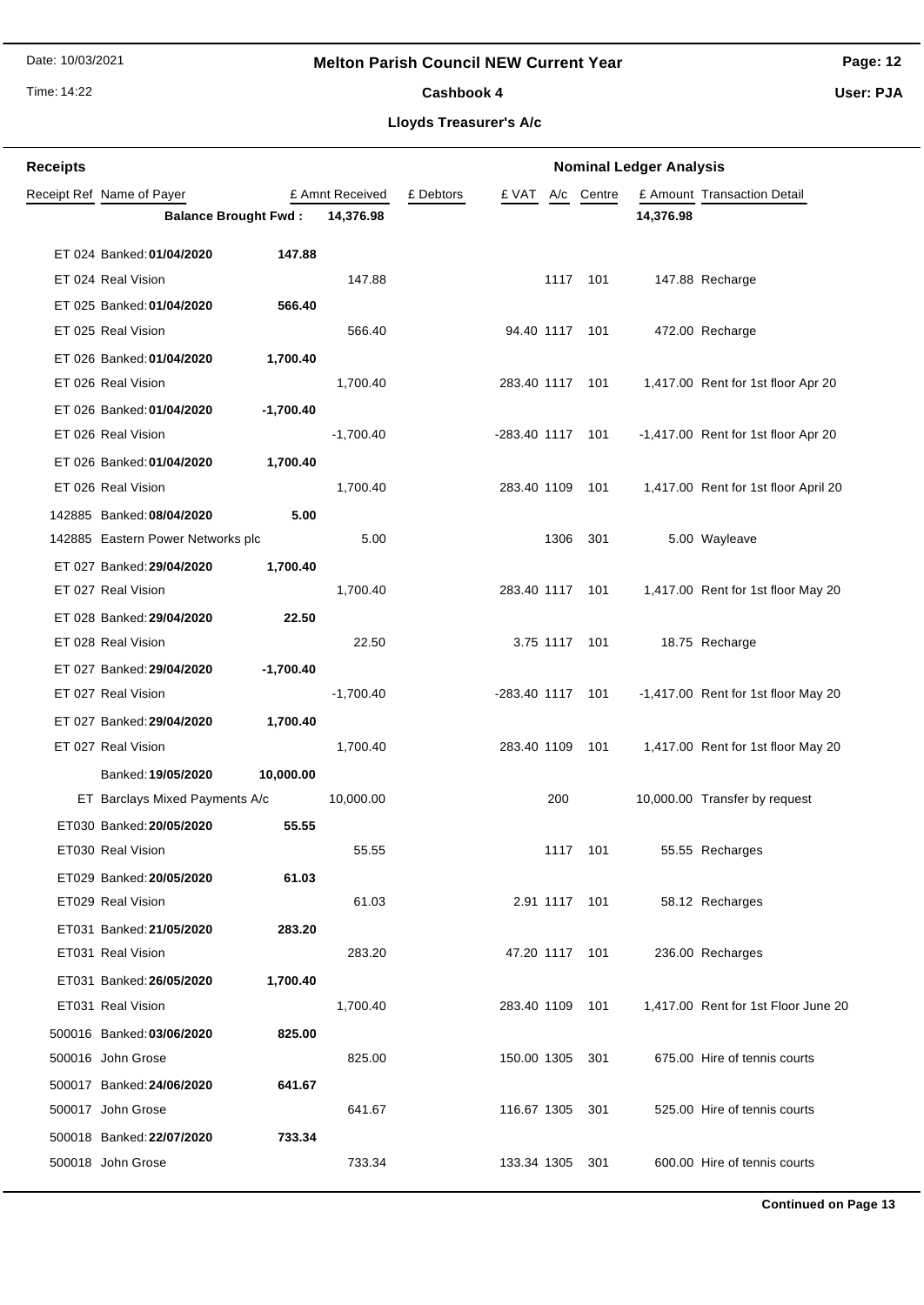# Melton Parish Council NEW Current Year

## Cashbook 4

### Lloyds Treasurer's A/c

Date: 10/03/2021

Time: 14:22

User: PJA

**Receipts** | **Nominal Ledger Analysis**

| Receipt Ref | Name of Payer | | £ Amnt Received | £ Debtors | £ VAT | A/c | Centre | £ Amount | Transaction Detail |
|---|---|---|---|---|---|---|---|---|---|
| | **Balance Brought Fwd :** | | **14,376.98** | | | | | **14,376.98** | |
| ET 024 | Banked: **01/04/2020** | **147.88** | | | | | | | |
| ET 024 | Real Vision | | 147.88 | | | 1117 | 101 | 147.88 | Recharge |
| ET 025 | Banked: **01/04/2020** | **566.40** | | | | | | | |
| ET 025 | Real Vision | | 566.40 | | 94.40 | 1117 | 101 | 472.00 | Recharge |
| ET 026 | Banked: **01/04/2020** | **1,700.40** | | | | | | | |
| ET 026 | Real Vision | | 1,700.40 | | 283.40 | 1117 | 101 | 1,417.00 | Rent for 1st floor Apr 20 |
| ET 026 | Banked: **01/04/2020** | **-1,700.40** | | | | | | | |
| ET 026 | Real Vision | | -1,700.40 | | -283.40 | 1117 | 101 | -1,417.00 | Rent for 1st floor Apr 20 |
| ET 026 | Banked: **01/04/2020** | **1,700.40** | | | | | | | |
| ET 026 | Real Vision | | 1,700.40 | | 283.40 | 1109 | 101 | 1,417.00 | Rent for 1st floor April 20 |
| 142885 | Banked: **08/04/2020** | **5.00** | | | | | | | |
| 142885 | Eastern Power Networks plc | | 5.00 | | | 1306 | 301 | 5.00 | Wayleave |
| ET 027 | Banked: **29/04/2020** | **1,700.40** | | | | | | | |
| ET 027 | Real Vision | | 1,700.40 | | 283.40 | 1117 | 101 | 1,417.00 | Rent for 1st floor May 20 |
| ET 028 | Banked: **29/04/2020** | **22.50** | | | | | | | |
| ET 028 | Real Vision | | 22.50 | | 3.75 | 1117 | 101 | 18.75 | Recharge |
| ET 027 | Banked: **29/04/2020** | **-1,700.40** | | | | | | | |
| ET 027 | Real Vision | | -1,700.40 | | -283.40 | 1117 | 101 | -1,417.00 | Rent for 1st floor May 20 |
| ET 027 | Banked: **29/04/2020** | **1,700.40** | | | | | | | |
| ET 027 | Real Vision | | 1,700.40 | | 283.40 | 1109 | 101 | 1,417.00 | Rent for 1st floor May 20 |
| | Banked: **19/05/2020** | **10,000.00** | | | | | | | |
| ET | Barclays Mixed Payments A/c | | 10,000.00 | | | 200 | | 10,000.00 | Transfer by request |
| ET030 | Banked: **20/05/2020** | **55.55** | | | | | | | |
| ET030 | Real Vision | | 55.55 | | | 1117 | 101 | 55.55 | Recharges |
| ET029 | Banked: **20/05/2020** | **61.03** | | | | | | | |
| ET029 | Real Vision | | 61.03 | | 2.91 | 1117 | 101 | 58.12 | Recharges |
| ET031 | Banked: **21/05/2020** | **283.20** | | | | | | | |
| ET031 | Real Vision | | 283.20 | | 47.20 | 1117 | 101 | 236.00 | Recharges |
| ET031 | Banked: **26/05/2020** | **1,700.40** | | | | | | | |
| ET031 | Real Vision | | 1,700.40 | | 283.40 | 1109 | 101 | 1,417.00 | Rent for 1st Floor June 20 |
| 500016 | Banked: **03/06/2020** | **825.00** | | | | | | | |
| 500016 | John Grose | | 825.00 | | 150.00 | 1305 | 301 | 675.00 | Hire of tennis courts |
| 500017 | Banked: **24/06/2020** | **641.67** | | | | | | | |
| 500017 | John Grose | | 641.67 | | 116.67 | 1305 | 301 | 525.00 | Hire of tennis courts |
| 500018 | Banked: **22/07/2020** | **733.34** | | | | | | | |
| 500018 | John Grose | | 733.34 | | 133.34 | 1305 | 301 | 600.00 | Hire of tennis courts |

**Continued on Page 13**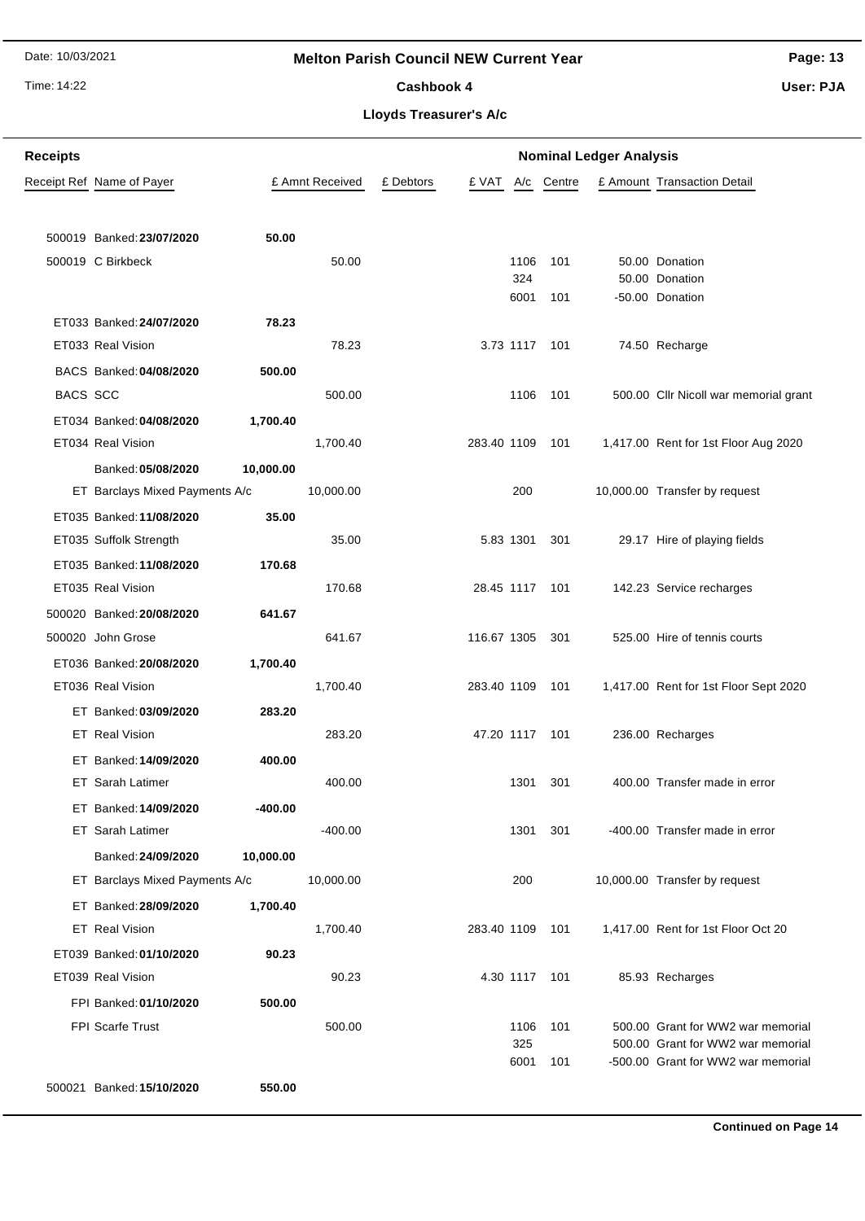# Melton Parish Council NEW Current Year

## Cashbook 4

### Lloyds Treasurer's A/c

| Receipts | | | | Nominal Ledger Analysis | | | | |
|---|---|---|---|---|---|---|---|---|
| Receipt Ref | Name of Payer | £ Amnt Received | £ Debtors | £ VAT | A/c | Centre | £ Amount | Transaction Detail |
| 500019 | Banked: **23/07/2020** | **50.00** | | | | | | |
| 500019 | C Birkbeck | 50.00 | | | 1106 | 101 | 50.00 | Donation |
| | | | | | 324 | | 50.00 | Donation |
| | | | | | 6001 | 101 | -50.00 | Donation |
| ET033 | Banked: **24/07/2020** | **78.23** | | | | | | |
| ET033 | Real Vision | 78.23 | | 3.73 | 1117 | 101 | 74.50 | Recharge |
| BACS | Banked: **04/08/2020** | **500.00** | | | | | | |
| BACS | SCC | 500.00 | | | 1106 | 101 | 500.00 | Cllr Nicoll war memorial grant |
| ET034 | Banked: **04/08/2020** | **1,700.40** | | | | | | |
| ET034 | Real Vision | 1,700.40 | | 283.40 | 1109 | 101 | 1,417.00 | Rent for 1st Floor Aug 2020 |
| | Banked: **05/08/2020** | **10,000.00** | | | | | | |
| ET | Barclays Mixed Payments A/c | 10,000.00 | | | 200 | | 10,000.00 | Transfer by request |
| ET035 | Banked: **11/08/2020** | **35.00** | | | | | | |
| ET035 | Suffolk Strength | 35.00 | | 5.83 | 1301 | 301 | 29.17 | Hire of playing fields |
| ET035 | Banked: **11/08/2020** | **170.68** | | | | | | |
| ET035 | Real Vision | 170.68 | | 28.45 | 1117 | 101 | 142.23 | Service recharges |
| 500020 | Banked: **20/08/2020** | **641.67** | | | | | | |
| 500020 | John Grose | 641.67 | | 116.67 | 1305 | 301 | 525.00 | Hire of tennis courts |
| ET036 | Banked: **20/08/2020** | **1,700.40** | | | | | | |
| ET036 | Real Vision | 1,700.40 | | 283.40 | 1109 | 101 | 1,417.00 | Rent for 1st Floor Sept 2020 |
| ET | Banked: **03/09/2020** | **283.20** | | | | | | |
| ET | Real Vision | 283.20 | | 47.20 | 1117 | 101 | 236.00 | Recharges |
| ET | Banked: **14/09/2020** | **400.00** | | | | | | |
| ET | Sarah Latimer | 400.00 | | | 1301 | 301 | 400.00 | Transfer made in error |
| ET | Banked: **14/09/2020** | **-400.00** | | | | | | |
| ET | Sarah Latimer | -400.00 | | | 1301 | 301 | -400.00 | Transfer made in error |
| | Banked: **24/09/2020** | **10,000.00** | | | | | | |
| ET | Barclays Mixed Payments A/c | 10,000.00 | | | 200 | | 10,000.00 | Transfer by request |
| ET | Banked: **28/09/2020** | **1,700.40** | | | | | | |
| ET | Real Vision | 1,700.40 | | 283.40 | 1109 | 101 | 1,417.00 | Rent for 1st Floor Oct 20 |
| ET039 | Banked: **01/10/2020** | **90.23** | | | | | | |
| ET039 | Real Vision | 90.23 | | 4.30 | 1117 | 101 | 85.93 | Recharges |
| FPI | Banked: **01/10/2020** | **500.00** | | | | | | |
| FPI | Scarfe Trust | 500.00 | | | 1106 | 101 | 500.00 | Grant for WW2 war memorial |
| | | | | | 325 | | 500.00 | Grant for WW2 war memorial |
| | | | | | 6001 | 101 | -500.00 | Grant for WW2 war memorial |
| 500021 | Banked: **15/10/2020** | **550.00** | | | | | | |

**Continued on Page 14**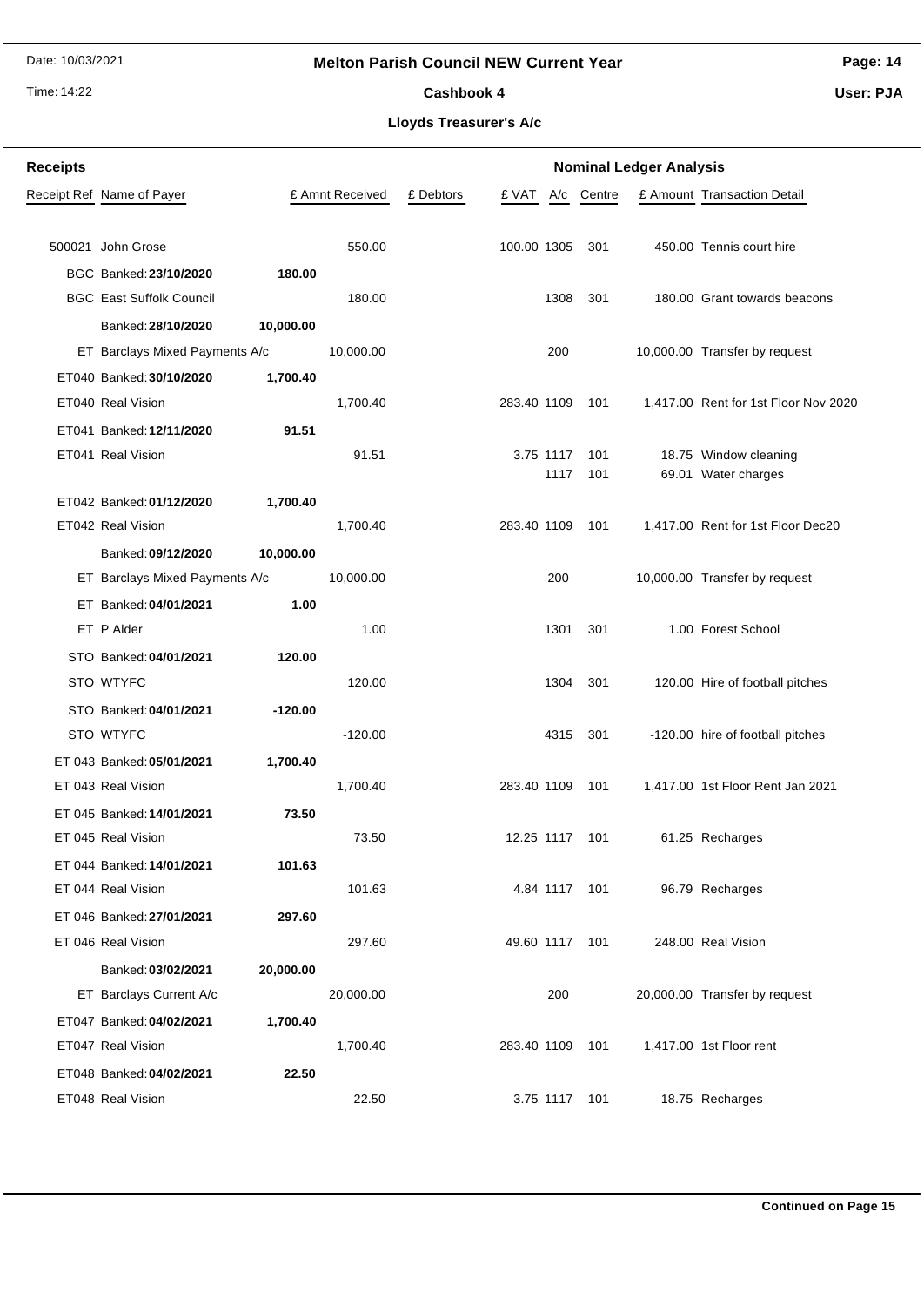# Melton Parish Council NEW Current Year

## Cashbook 4

### Lloyds Treasurer's A/c

**Receipts** — **Nominal Ledger Analysis**

| Receipt Ref | Name of Payer | | £ Amnt Received | £ Debtors | £ VAT | A/c | Centre | £ Amount | Transaction Detail |
|---|---|---|---|---|---|---|---|---|---|
| 500021 | John Grose | | 550.00 | | 100.00 | 1305 | 301 | 450.00 | Tennis court hire |
| BGC | Banked: **23/10/2020** | **180.00** | | | | | | | |
| BGC | East Suffolk Council | | 180.00 | | | 1308 | 301 | 180.00 | Grant towards beacons |
| | Banked: **28/10/2020** | **10,000.00** | | | | | | | |
| ET | Barclays Mixed Payments A/c | | 10,000.00 | | | 200 | | 10,000.00 | Transfer by request |
| ET040 | Banked: **30/10/2020** | **1,700.40** | | | | | | | |
| ET040 | Real Vision | | 1,700.40 | | 283.40 | 1109 | 101 | 1,417.00 | Rent for 1st Floor Nov 2020 |
| ET041 | Banked: **12/11/2020** | **91.51** | | | | | | | |
| ET041 | Real Vision | | 91.51 | | 3.75 | 1117 | 101 | 18.75 | Window cleaning |
| | | | | | | 1117 | 101 | 69.01 | Water charges |
| ET042 | Banked: **01/12/2020** | **1,700.40** | | | | | | | |
| ET042 | Real Vision | | 1,700.40 | | 283.40 | 1109 | 101 | 1,417.00 | Rent for 1st Floor Dec20 |
| | Banked: **09/12/2020** | **10,000.00** | | | | | | | |
| ET | Barclays Mixed Payments A/c | | 10,000.00 | | | 200 | | 10,000.00 | Transfer by request |
| ET | Banked: **04/01/2021** | **1.00** | | | | | | | |
| ET | P Alder | | 1.00 | | | 1301 | 301 | 1.00 | Forest School |
| STO | Banked: **04/01/2021** | **120.00** | | | | | | | |
| STO | WTYFC | | 120.00 | | | 1304 | 301 | 120.00 | Hire of football pitches |
| STO | Banked: **04/01/2021** | **-120.00** | | | | | | | |
| STO | WTYFC | | -120.00 | | | 4315 | 301 | -120.00 | hire of football pitches |
| ET 043 | Banked: **05/01/2021** | **1,700.40** | | | | | | | |
| ET 043 | Real Vision | | 1,700.40 | | 283.40 | 1109 | 101 | 1,417.00 | 1st Floor Rent Jan 2021 |
| ET 045 | Banked: **14/01/2021** | **73.50** | | | | | | | |
| ET 045 | Real Vision | | 73.50 | | 12.25 | 1117 | 101 | 61.25 | Recharges |
| ET 044 | Banked: **14/01/2021** | **101.63** | | | | | | | |
| ET 044 | Real Vision | | 101.63 | | 4.84 | 1117 | 101 | 96.79 | Recharges |
| ET 046 | Banked: **27/01/2021** | **297.60** | | | | | | | |
| ET 046 | Real Vision | | 297.60 | | 49.60 | 1117 | 101 | 248.00 | Real Vision |
| | Banked: **03/02/2021** | **20,000.00** | | | | | | | |
| ET | Barclays Current A/c | | 20,000.00 | | | 200 | | 20,000.00 | Transfer by request |
| ET047 | Banked: **04/02/2021** | **1,700.40** | | | | | | | |
| ET047 | Real Vision | | 1,700.40 | | 283.40 | 1109 | 101 | 1,417.00 | 1st Floor rent |
| ET048 | Banked: **04/02/2021** | **22.50** | | | | | | | |
| ET048 | Real Vision | | 22.50 | | 3.75 | 1117 | 101 | 18.75 | Recharges |

**Continued on Page 15**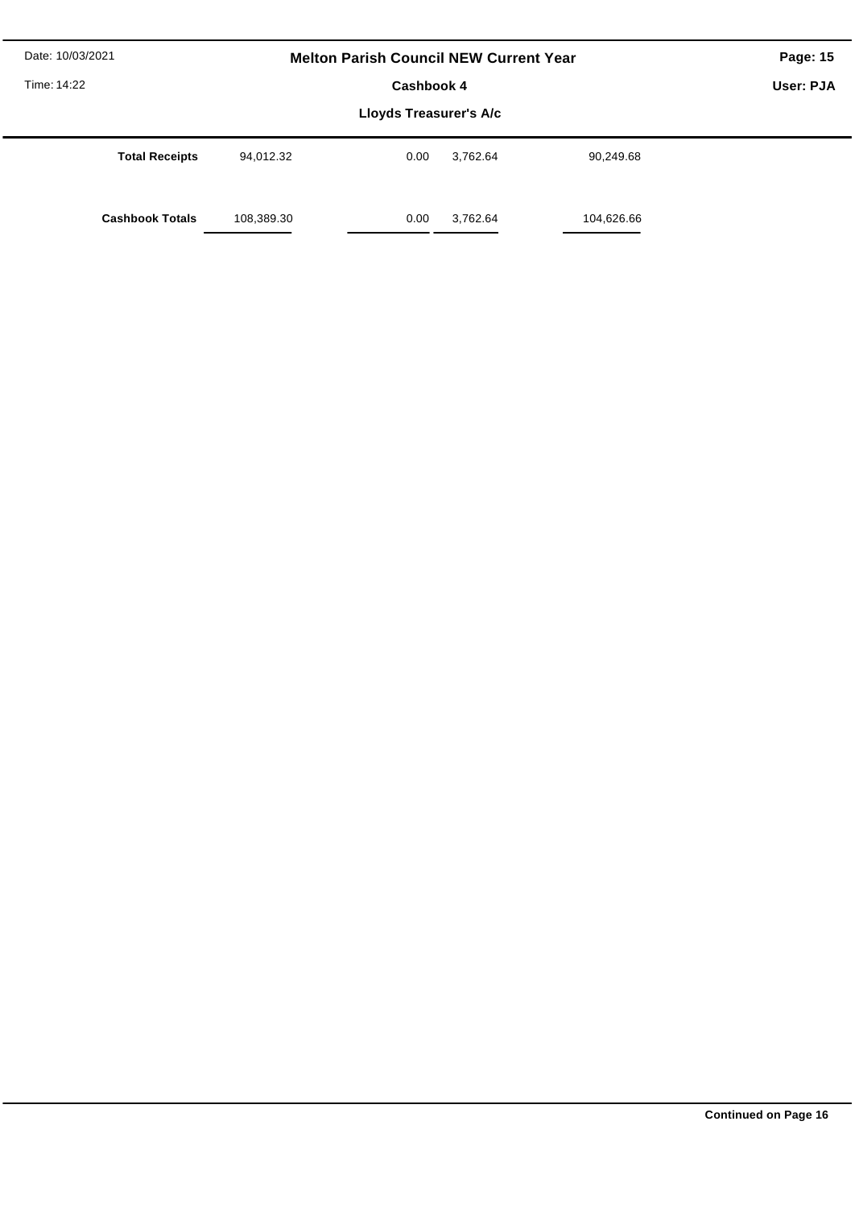# Melton Parish Council NEW Current Year

## Cashbook 4

### Lloyds Treasurer's A/c

| | | | | |
|---|---|---|---|---|
| **Total Receipts** | 94,012.32 | 0.00 | 3,762.64 | 90,249.68 |
| **Cashbook Totals** | 108,389.30 | 0.00 | 3,762.64 | 104,626.66 |

**Continued on Page 16**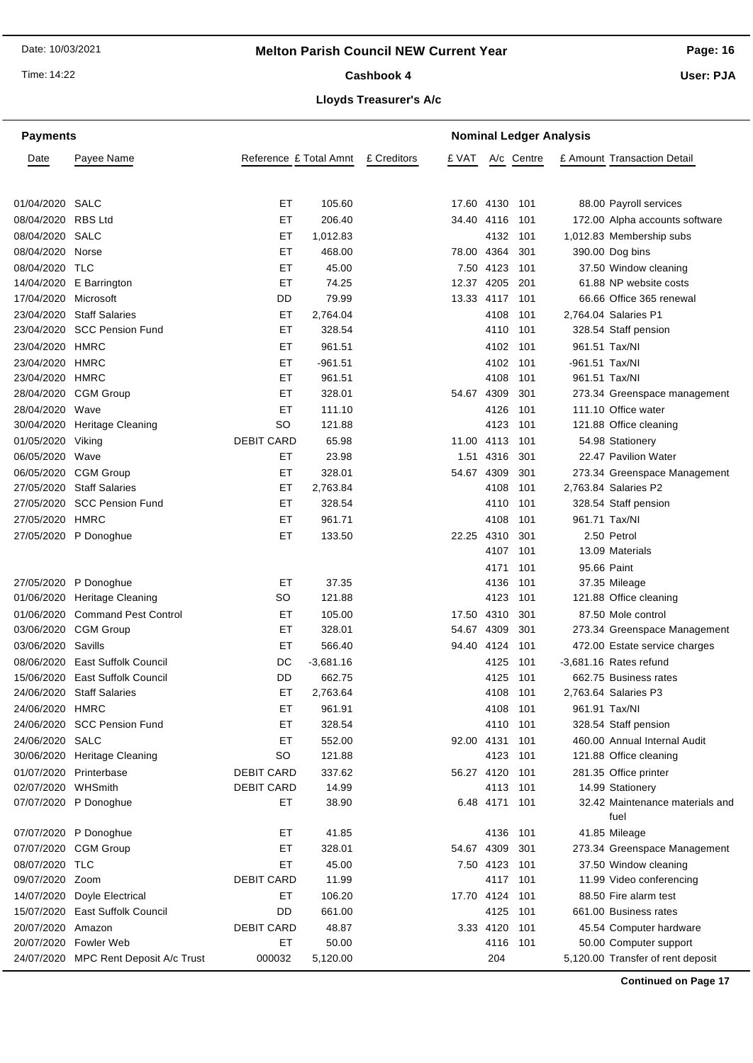# Melton Parish Council NEW Current Year

## Cashbook 4

### Lloyds Treasurer's A/c

**Payments** | **Nominal Ledger Analysis**

| Date | Payee Name | Reference | £ Total Amnt | £ Creditors | £ VAT | A/c | Centre | £ Amount | Transaction Detail |
|---|---|---|---|---|---|---|---|---|---|
| 01/04/2020 | SALC | ET | 105.60 | | 17.60 | 4130 | 101 | 88.00 | Payroll services |
| 08/04/2020 | RBS Ltd | ET | 206.40 | | 34.40 | 4116 | 101 | 172.00 | Alpha accounts software |
| 08/04/2020 | SALC | ET | 1,012.83 | | | 4132 | 101 | 1,012.83 | Membership subs |
| 08/04/2020 | Norse | ET | 468.00 | | 78.00 | 4364 | 301 | 390.00 | Dog bins |
| 08/04/2020 | TLC | ET | 45.00 | | 7.50 | 4123 | 101 | 37.50 | Window cleaning |
| 14/04/2020 | E Barrington | ET | 74.25 | | 12.37 | 4205 | 201 | 61.88 | NP website costs |
| 17/04/2020 | Microsoft | DD | 79.99 | | 13.33 | 4117 | 101 | 66.66 | Office 365 renewal |
| 23/04/2020 | Staff Salaries | ET | 2,764.04 | | | 4108 | 101 | 2,764.04 | Salaries P1 |
| 23/04/2020 | SCC Pension Fund | ET | 328.54 | | | 4110 | 101 | 328.54 | Staff pension |
| 23/04/2020 | HMRC | ET | 961.51 | | | 4102 | 101 | 961.51 | Tax/NI |
| 23/04/2020 | HMRC | ET | -961.51 | | | 4102 | 101 | -961.51 | Tax/NI |
| 23/04/2020 | HMRC | ET | 961.51 | | | 4108 | 101 | 961.51 | Tax/NI |
| 28/04/2020 | CGM Group | ET | 328.01 | | 54.67 | 4309 | 301 | 273.34 | Greenspace management |
| 28/04/2020 | Wave | ET | 111.10 | | | 4126 | 101 | 111.10 | Office water |
| 30/04/2020 | Heritage Cleaning | SO | 121.88 | | | 4123 | 101 | 121.88 | Office cleaning |
| 01/05/2020 | Viking | DEBIT CARD | 65.98 | | 11.00 | 4113 | 101 | 54.98 | Stationery |
| 06/05/2020 | Wave | ET | 23.98 | | 1.51 | 4316 | 301 | 22.47 | Pavilion Water |
| 06/05/2020 | CGM Group | ET | 328.01 | | 54.67 | 4309 | 301 | 273.34 | Greenspace Management |
| 27/05/2020 | Staff Salaries | ET | 2,763.84 | | | 4108 | 101 | 2,763.84 | Salaries P2 |
| 27/05/2020 | SCC Pension Fund | ET | 328.54 | | | 4110 | 101 | 328.54 | Staff pension |
| 27/05/2020 | HMRC | ET | 961.71 | | | 4108 | 101 | 961.71 | Tax/NI |
| 27/05/2020 | P Donoghue | ET | 133.50 | | 22.25 | 4310 | 301 | 2.50 | Petrol |
| | | | | | | 4107 | 101 | 13.09 | Materials |
| | | | | | | 4171 | 101 | 95.66 | Paint |
| 27/05/2020 | P Donoghue | ET | 37.35 | | | 4136 | 101 | 37.35 | Mileage |
| 01/06/2020 | Heritage Cleaning | SO | 121.88 | | | 4123 | 101 | 121.88 | Office cleaning |
| 01/06/2020 | Command Pest Control | ET | 105.00 | | 17.50 | 4310 | 301 | 87.50 | Mole control |
| 03/06/2020 | CGM Group | ET | 328.01 | | 54.67 | 4309 | 301 | 273.34 | Greenspace Management |
| 03/06/2020 | Savills | ET | 566.40 | | 94.40 | 4124 | 101 | 472.00 | Estate service charges |
| 08/06/2020 | East Suffolk Council | DC | -3,681.16 | | | 4125 | 101 | -3,681.16 | Rates refund |
| 15/06/2020 | East Suffolk Council | DD | 662.75 | | | 4125 | 101 | 662.75 | Business rates |
| 24/06/2020 | Staff Salaries | ET | 2,763.64 | | | 4108 | 101 | 2,763.64 | Salaries P3 |
| 24/06/2020 | HMRC | ET | 961.91 | | | 4108 | 101 | 961.91 | Tax/NI |
| 24/06/2020 | SCC Pension Fund | ET | 328.54 | | | 4110 | 101 | 328.54 | Staff pension |
| 24/06/2020 | SALC | ET | 552.00 | | 92.00 | 4131 | 101 | 460.00 | Annual Internal Audit |
| 30/06/2020 | Heritage Cleaning | SO | 121.88 | | | 4123 | 101 | 121.88 | Office cleaning |
| 01/07/2020 | Printerbase | DEBIT CARD | 337.62 | | 56.27 | 4120 | 101 | 281.35 | Office printer |
| 02/07/2020 | WHSmith | DEBIT CARD | 14.99 | | | 4113 | 101 | 14.99 | Stationery |
| 07/07/2020 | P Donoghue | ET | 38.90 | | 6.48 | 4171 | 101 | 32.42 | Maintenance materials and fuel |
| 07/07/2020 | P Donoghue | ET | 41.85 | | | 4136 | 101 | 41.85 | Mileage |
| 07/07/2020 | CGM Group | ET | 328.01 | | 54.67 | 4309 | 301 | 273.34 | Greenspace Management |
| 08/07/2020 | TLC | ET | 45.00 | | 7.50 | 4123 | 101 | 37.50 | Window cleaning |
| 09/07/2020 | Zoom | DEBIT CARD | 11.99 | | | 4117 | 101 | 11.99 | Video conferencing |
| 14/07/2020 | Doyle Electrical | ET | 106.20 | | 17.70 | 4124 | 101 | 88.50 | Fire alarm test |
| 15/07/2020 | East Suffolk Council | DD | 661.00 | | | 4125 | 101 | 661.00 | Business rates |
| 20/07/2020 | Amazon | DEBIT CARD | 48.87 | | 3.33 | 4120 | 101 | 45.54 | Computer hardware |
| 20/07/2020 | Fowler Web | ET | 50.00 | | | 4116 | 101 | 50.00 | Computer support |
| 24/07/2020 | MPC Rent Deposit A/c Trust | 000032 | 5,120.00 | | | 204 | | 5,120.00 | Transfer of rent deposit |

**Continued on Page 17**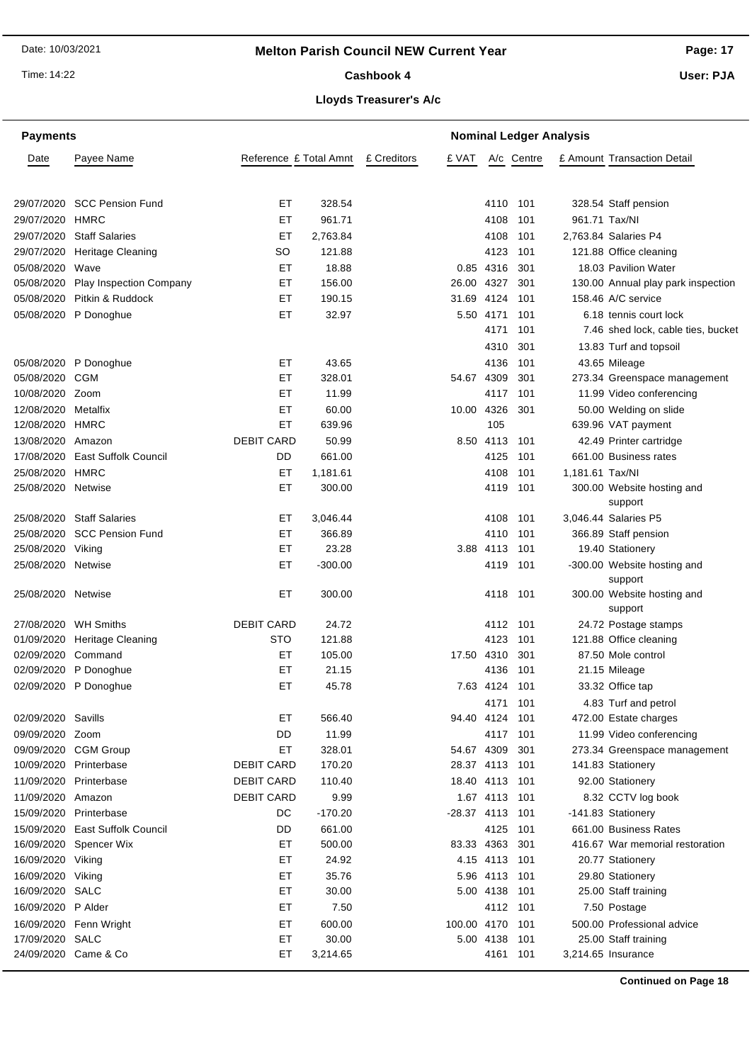# Melton Parish Council NEW Current Year

## Cashbook 4

### Lloyds Treasurer's A/c

**Payments** — **Nominal Ledger Analysis**

| Date | Payee Name | Reference | £ Total Amnt | £ Creditors | £ VAT | A/c | Centre | £ Amount | Transaction Detail |
|---|---|---|---|---|---|---|---|---|---|
| 29/07/2020 | SCC Pension Fund | ET | 328.54 | | | 4110 | 101 | 328.54 | Staff pension |
| 29/07/2020 | HMRC | ET | 961.71 | | | 4108 | 101 | 961.71 | Tax/NI |
| 29/07/2020 | Staff Salaries | ET | 2,763.84 | | | 4108 | 101 | 2,763.84 | Salaries P4 |
| 29/07/2020 | Heritage Cleaning | SO | 121.88 | | | 4123 | 101 | 121.88 | Office cleaning |
| 05/08/2020 | Wave | ET | 18.88 | | 0.85 | 4316 | 301 | 18.03 | Pavilion Water |
| 05/08/2020 | Play Inspection Company | ET | 156.00 | | 26.00 | 4327 | 301 | 130.00 | Annual play park inspection |
| 05/08/2020 | Pitkin & Ruddock | ET | 190.15 | | 31.69 | 4124 | 101 | 158.46 | A/C service |
| 05/08/2020 | P Donoghue | ET | 32.97 | | 5.50 | 4171 | 101 | 6.18 | tennis court lock |
| | | | | | | 4171 | 101 | 7.46 | shed lock, cable ties, bucket |
| | | | | | | 4310 | 301 | 13.83 | Turf and topsoil |
| 05/08/2020 | P Donoghue | ET | 43.65 | | | 4136 | 101 | 43.65 | Mileage |
| 05/08/2020 | CGM | ET | 328.01 | | 54.67 | 4309 | 301 | 273.34 | Greenspace management |
| 10/08/2020 | Zoom | ET | 11.99 | | | 4117 | 101 | 11.99 | Video conferencing |
| 12/08/2020 | Metalfix | ET | 60.00 | | 10.00 | 4326 | 301 | 50.00 | Welding on slide |
| 12/08/2020 | HMRC | ET | 639.96 | | | 105 | | 639.96 | VAT payment |
| 13/08/2020 | Amazon | DEBIT CARD | 50.99 | | 8.50 | 4113 | 101 | 42.49 | Printer cartridge |
| 17/08/2020 | East Suffolk Council | DD | 661.00 | | | 4125 | 101 | 661.00 | Business rates |
| 25/08/2020 | HMRC | ET | 1,181.61 | | | 4108 | 101 | 1,181.61 | Tax/NI |
| 25/08/2020 | Netwise | ET | 300.00 | | | 4119 | 101 | 300.00 | Website hosting and support |
| 25/08/2020 | Staff Salaries | ET | 3,046.44 | | | 4108 | 101 | 3,046.44 | Salaries P5 |
| 25/08/2020 | SCC Pension Fund | ET | 366.89 | | | 4110 | 101 | 366.89 | Staff pension |
| 25/08/2020 | Viking | ET | 23.28 | | 3.88 | 4113 | 101 | 19.40 | Stationery |
| 25/08/2020 | Netwise | ET | -300.00 | | | 4119 | 101 | -300.00 | Website hosting and support |
| 25/08/2020 | Netwise | ET | 300.00 | | | 4118 | 101 | 300.00 | Website hosting and support |
| 27/08/2020 | WH Smiths | DEBIT CARD | 24.72 | | | 4112 | 101 | 24.72 | Postage stamps |
| 01/09/2020 | Heritage Cleaning | STO | 121.88 | | | 4123 | 101 | 121.88 | Office cleaning |
| 02/09/2020 | Command | ET | 105.00 | | 17.50 | 4310 | 301 | 87.50 | Mole control |
| 02/09/2020 | P Donoghue | ET | 21.15 | | | 4136 | 101 | 21.15 | Mileage |
| 02/09/2020 | P Donoghue | ET | 45.78 | | 7.63 | 4124 | 101 | 33.32 | Office tap |
| | | | | | | 4171 | 101 | 4.83 | Turf and petrol |
| 02/09/2020 | Savills | ET | 566.40 | | 94.40 | 4124 | 101 | 472.00 | Estate charges |
| 09/09/2020 | Zoom | DD | 11.99 | | | 4117 | 101 | 11.99 | Video conferencing |
| 09/09/2020 | CGM Group | ET | 328.01 | | 54.67 | 4309 | 301 | 273.34 | Greenspace management |
| 10/09/2020 | Printerbase | DEBIT CARD | 170.20 | | 28.37 | 4113 | 101 | 141.83 | Stationery |
| 11/09/2020 | Printerbase | DEBIT CARD | 110.40 | | 18.40 | 4113 | 101 | 92.00 | Stationery |
| 11/09/2020 | Amazon | DEBIT CARD | 9.99 | | 1.67 | 4113 | 101 | 8.32 | CCTV log book |
| 15/09/2020 | Printerbase | DC | -170.20 | | -28.37 | 4113 | 101 | -141.83 | Stationery |
| 15/09/2020 | East Suffolk Council | DD | 661.00 | | | 4125 | 101 | 661.00 | Business Rates |
| 16/09/2020 | Spencer Wix | ET | 500.00 | | 83.33 | 4363 | 301 | 416.67 | War memorial restoration |
| 16/09/2020 | Viking | ET | 24.92 | | 4.15 | 4113 | 101 | 20.77 | Stationery |
| 16/09/2020 | Viking | ET | 35.76 | | 5.96 | 4113 | 101 | 29.80 | Stationery |
| 16/09/2020 | SALC | ET | 30.00 | | 5.00 | 4138 | 101 | 25.00 | Staff training |
| 16/09/2020 | P Alder | ET | 7.50 | | | 4112 | 101 | 7.50 | Postage |
| 16/09/2020 | Fenn Wright | ET | 600.00 | | 100.00 | 4170 | 101 | 500.00 | Professional advice |
| 17/09/2020 | SALC | ET | 30.00 | | 5.00 | 4138 | 101 | 25.00 | Staff training |
| 24/09/2020 | Came & Co | ET | 3,214.65 | | | 4161 | 101 | 3,214.65 | Insurance |

**Continued on Page 18**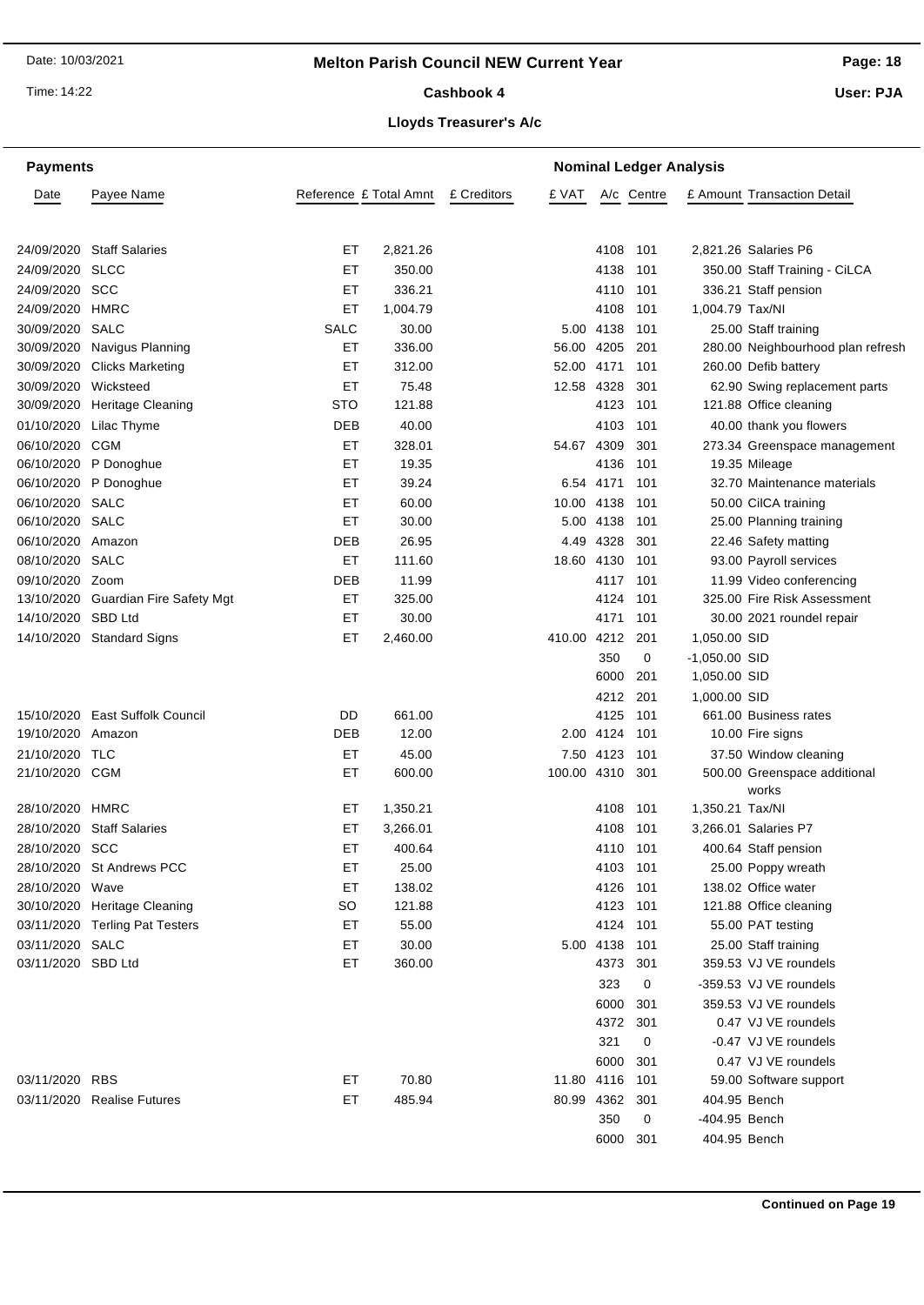# Melton Parish Council NEW Current Year

## Cashbook 4

### Lloyds Treasurer's A/c

| Payments | | | | | Nominal Ledger Analysis | | | | |
|---|---|---|---|---|---|---|---|---|---|
| Date | Payee Name | Reference | £ Total Amnt | £ Creditors | £ VAT | A/c | Centre | £ Amount | Transaction Detail |
| 24/09/2020 | Staff Salaries | ET | 2,821.26 | | | 4108 | 101 | 2,821.26 | Salaries P6 |
| 24/09/2020 | SLCC | ET | 350.00 | | | 4138 | 101 | 350.00 | Staff Training - CiLCA |
| 24/09/2020 | SCC | ET | 336.21 | | | 4110 | 101 | 336.21 | Staff pension |
| 24/09/2020 | HMRC | ET | 1,004.79 | | | 4108 | 101 | 1,004.79 | Tax/NI |
| 30/09/2020 | SALC | SALC | 30.00 | | 5.00 | 4138 | 101 | 25.00 | Staff training |
| 30/09/2020 | Navigus Planning | ET | 336.00 | | 56.00 | 4205 | 201 | 280.00 | Neighbourhood plan refresh |
| 30/09/2020 | Clicks Marketing | ET | 312.00 | | 52.00 | 4171 | 101 | 260.00 | Defib battery |
| 30/09/2020 | Wicksteed | ET | 75.48 | | 12.58 | 4328 | 301 | 62.90 | Swing replacement parts |
| 30/09/2020 | Heritage Cleaning | STO | 121.88 | | | 4123 | 101 | 121.88 | Office cleaning |
| 01/10/2020 | Lilac Thyme | DEB | 40.00 | | | 4103 | 101 | 40.00 | thank you flowers |
| 06/10/2020 | CGM | ET | 328.01 | | 54.67 | 4309 | 301 | 273.34 | Greenspace management |
| 06/10/2020 | P Donoghue | ET | 19.35 | | | 4136 | 101 | 19.35 | Mileage |
| 06/10/2020 | P Donoghue | ET | 39.24 | | 6.54 | 4171 | 101 | 32.70 | Maintenance materials |
| 06/10/2020 | SALC | ET | 60.00 | | 10.00 | 4138 | 101 | 50.00 | CilCA training |
| 06/10/2020 | SALC | ET | 30.00 | | 5.00 | 4138 | 101 | 25.00 | Planning training |
| 06/10/2020 | Amazon | DEB | 26.95 | | 4.49 | 4328 | 301 | 22.46 | Safety matting |
| 08/10/2020 | SALC | ET | 111.60 | | 18.60 | 4130 | 101 | 93.00 | Payroll services |
| 09/10/2020 | Zoom | DEB | 11.99 | | | 4117 | 101 | 11.99 | Video conferencing |
| 13/10/2020 | Guardian Fire Safety Mgt | ET | 325.00 | | | 4124 | 101 | 325.00 | Fire Risk Assessment |
| 14/10/2020 | SBD Ltd | ET | 30.00 | | | 4171 | 101 | 30.00 | 2021 roundel repair |
| 14/10/2020 | Standard Signs | ET | 2,460.00 | | 410.00 | 4212 | 201 | 1,050.00 | SID |
| | | | | | | 350 | 0 | -1,050.00 | SID |
| | | | | | | 6000 | 201 | 1,050.00 | SID |
| | | | | | | 4212 | 201 | 1,000.00 | SID |
| 15/10/2020 | East Suffolk Council | DD | 661.00 | | | 4125 | 101 | 661.00 | Business rates |
| 19/10/2020 | Amazon | DEB | 12.00 | | 2.00 | 4124 | 101 | 10.00 | Fire signs |
| 21/10/2020 | TLC | ET | 45.00 | | 7.50 | 4123 | 101 | 37.50 | Window cleaning |
| 21/10/2020 | CGM | ET | 600.00 | | 100.00 | 4310 | 301 | 500.00 | Greenspace additional works |
| 28/10/2020 | HMRC | ET | 1,350.21 | | | 4108 | 101 | 1,350.21 | Tax/NI |
| 28/10/2020 | Staff Salaries | ET | 3,266.01 | | | 4108 | 101 | 3,266.01 | Salaries P7 |
| 28/10/2020 | SCC | ET | 400.64 | | | 4110 | 101 | 400.64 | Staff pension |
| 28/10/2020 | St Andrews PCC | ET | 25.00 | | | 4103 | 101 | 25.00 | Poppy wreath |
| 28/10/2020 | Wave | ET | 138.02 | | | 4126 | 101 | 138.02 | Office water |
| 30/10/2020 | Heritage Cleaning | SO | 121.88 | | | 4123 | 101 | 121.88 | Office cleaning |
| 03/11/2020 | Terling Pat Testers | ET | 55.00 | | | 4124 | 101 | 55.00 | PAT testing |
| 03/11/2020 | SALC | ET | 30.00 | | 5.00 | 4138 | 101 | 25.00 | Staff training |
| 03/11/2020 | SBD Ltd | ET | 360.00 | | | 4373 | 301 | 359.53 | VJ VE roundels |
| | | | | | | 323 | 0 | -359.53 | VJ VE roundels |
| | | | | | | 6000 | 301 | 359.53 | VJ VE roundels |
| | | | | | | 4372 | 301 | 0.47 | VJ VE roundels |
| | | | | | | 321 | 0 | -0.47 | VJ VE roundels |
| | | | | | | 6000 | 301 | 0.47 | VJ VE roundels |
| 03/11/2020 | RBS | ET | 70.80 | | 11.80 | 4116 | 101 | 59.00 | Software support |
| 03/11/2020 | Realise Futures | ET | 485.94 | | 80.99 | 4362 | 301 | 404.95 | Bench |
| | | | | | | 350 | 0 | -404.95 | Bench |
| | | | | | | 6000 | 301 | 404.95 | Bench |

**Continued on Page 19**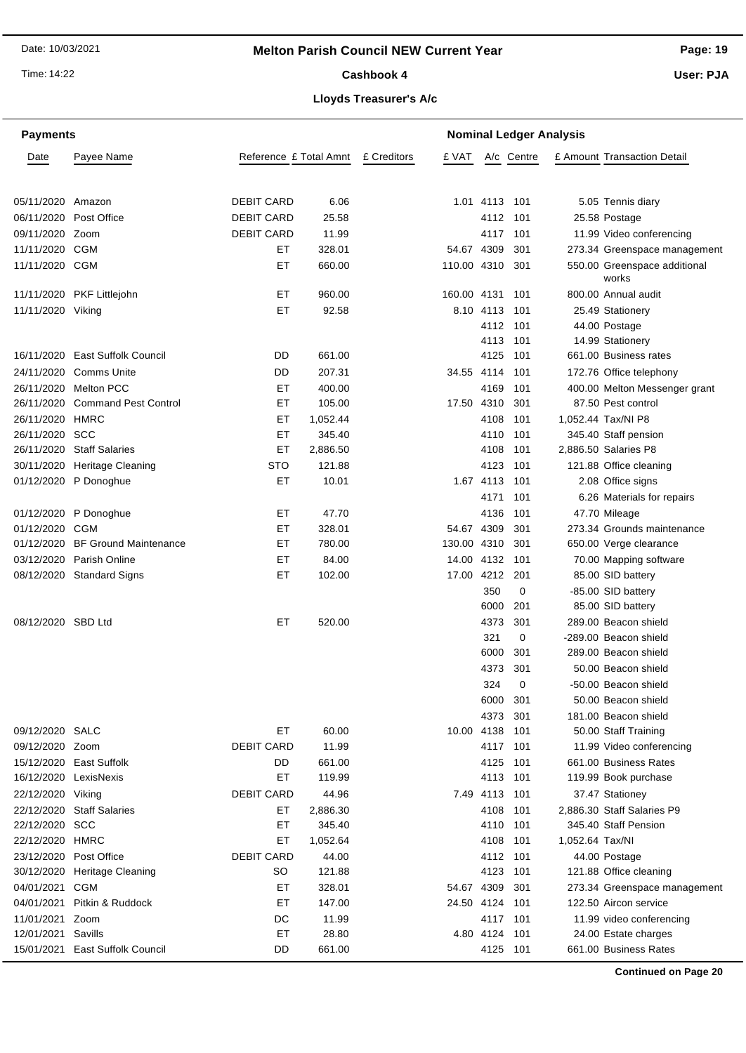# Melton Parish Council NEW Current Year

## Cashbook 4

### Lloyds Treasurer's A/c

**Payments** — **Nominal Ledger Analysis**

| Date | Payee Name | Reference | £ Total Amnt | £ Creditors | £ VAT | A/c | Centre | £ Amount | Transaction Detail |
|---|---|---|---|---|---|---|---|---|---|
| 05/11/2020 | Amazon | DEBIT CARD | 6.06 | | 1.01 | 4113 | 101 | 5.05 | Tennis diary |
| 06/11/2020 | Post Office | DEBIT CARD | 25.58 | | | 4112 | 101 | 25.58 | Postage |
| 09/11/2020 | Zoom | DEBIT CARD | 11.99 | | | 4117 | 101 | 11.99 | Video conferencing |
| 11/11/2020 | CGM | ET | 328.01 | | 54.67 | 4309 | 301 | 273.34 | Greenspace management |
| 11/11/2020 | CGM | ET | 660.00 | | 110.00 | 4310 | 301 | 550.00 | Greenspace additional works |
| 11/11/2020 | PKF Littlejohn | ET | 960.00 | | 160.00 | 4131 | 101 | 800.00 | Annual audit |
| 11/11/2020 | Viking | ET | 92.58 | | 8.10 | 4113 | 101 | 25.49 | Stationery |
| | | | | | | 4112 | 101 | 44.00 | Postage |
| | | | | | | 4113 | 101 | 14.99 | Stationery |
| 16/11/2020 | East Suffolk Council | DD | 661.00 | | | 4125 | 101 | 661.00 | Business rates |
| 24/11/2020 | Comms Unite | DD | 207.31 | | 34.55 | 4114 | 101 | 172.76 | Office telephony |
| 26/11/2020 | Melton PCC | ET | 400.00 | | | 4169 | 101 | 400.00 | Melton Messenger grant |
| 26/11/2020 | Command Pest Control | ET | 105.00 | | 17.50 | 4310 | 301 | 87.50 | Pest control |
| 26/11/2020 | HMRC | ET | 1,052.44 | | | 4108 | 101 | 1,052.44 | Tax/NI P8 |
| 26/11/2020 | SCC | ET | 345.40 | | | 4110 | 101 | 345.40 | Staff pension |
| 26/11/2020 | Staff Salaries | ET | 2,886.50 | | | 4108 | 101 | 2,886.50 | Salaries P8 |
| 30/11/2020 | Heritage Cleaning | STO | 121.88 | | | 4123 | 101 | 121.88 | Office cleaning |
| 01/12/2020 | P Donoghue | ET | 10.01 | | 1.67 | 4113 | 101 | 2.08 | Office signs |
| | | | | | | 4171 | 101 | 6.26 | Materials for repairs |
| 01/12/2020 | P Donoghue | ET | 47.70 | | | 4136 | 101 | 47.70 | Mileage |
| 01/12/2020 | CGM | ET | 328.01 | | 54.67 | 4309 | 301 | 273.34 | Grounds maintenance |
| 01/12/2020 | BF Ground Maintenance | ET | 780.00 | | 130.00 | 4310 | 301 | 650.00 | Verge clearance |
| 03/12/2020 | Parish Online | ET | 84.00 | | 14.00 | 4132 | 101 | 70.00 | Mapping software |
| 08/12/2020 | Standard Signs | ET | 102.00 | | 17.00 | 4212 | 201 | 85.00 | SID battery |
| | | | | | | 350 | 0 | -85.00 | SID battery |
| | | | | | | 6000 | 201 | 85.00 | SID battery |
| 08/12/2020 | SBD Ltd | ET | 520.00 | | | 4373 | 301 | 289.00 | Beacon shield |
| | | | | | | 321 | 0 | -289.00 | Beacon shield |
| | | | | | | 6000 | 301 | 289.00 | Beacon shield |
| | | | | | | 4373 | 301 | 50.00 | Beacon shield |
| | | | | | | 324 | 0 | -50.00 | Beacon shield |
| | | | | | | 6000 | 301 | 50.00 | Beacon shield |
| | | | | | | 4373 | 301 | 181.00 | Beacon shield |
| 09/12/2020 | SALC | ET | 60.00 | | 10.00 | 4138 | 101 | 50.00 | Staff Training |
| 09/12/2020 | Zoom | DEBIT CARD | 11.99 | | | 4117 | 101 | 11.99 | Video conferencing |
| 15/12/2020 | East Suffolk | DD | 661.00 | | | 4125 | 101 | 661.00 | Business Rates |
| 16/12/2020 | LexisNexis | ET | 119.99 | | | 4113 | 101 | 119.99 | Book purchase |
| 22/12/2020 | Viking | DEBIT CARD | 44.96 | | 7.49 | 4113 | 101 | 37.47 | Stationey |
| 22/12/2020 | Staff Salaries | ET | 2,886.30 | | | 4108 | 101 | 2,886.30 | Staff Salaries P9 |
| 22/12/2020 | SCC | ET | 345.40 | | | 4110 | 101 | 345.40 | Staff Pension |
| 22/12/2020 | HMRC | ET | 1,052.64 | | | 4108 | 101 | 1,052.64 | Tax/NI |
| 23/12/2020 | Post Office | DEBIT CARD | 44.00 | | | 4112 | 101 | 44.00 | Postage |
| 30/12/2020 | Heritage Cleaning | SO | 121.88 | | | 4123 | 101 | 121.88 | Office cleaning |
| 04/01/2021 | CGM | ET | 328.01 | | 54.67 | 4309 | 301 | 273.34 | Greenspace management |
| 04/01/2021 | Pitkin & Ruddock | ET | 147.00 | | 24.50 | 4124 | 101 | 122.50 | Aircon service |
| 11/01/2021 | Zoom | DC | 11.99 | | | 4117 | 101 | 11.99 | video conferencing |
| 12/01/2021 | Savills | ET | 28.80 | | 4.80 | 4124 | 101 | 24.00 | Estate charges |
| 15/01/2021 | East Suffolk Council | DD | 661.00 | | | 4125 | 101 | 661.00 | Business Rates |

**Continued on Page 20**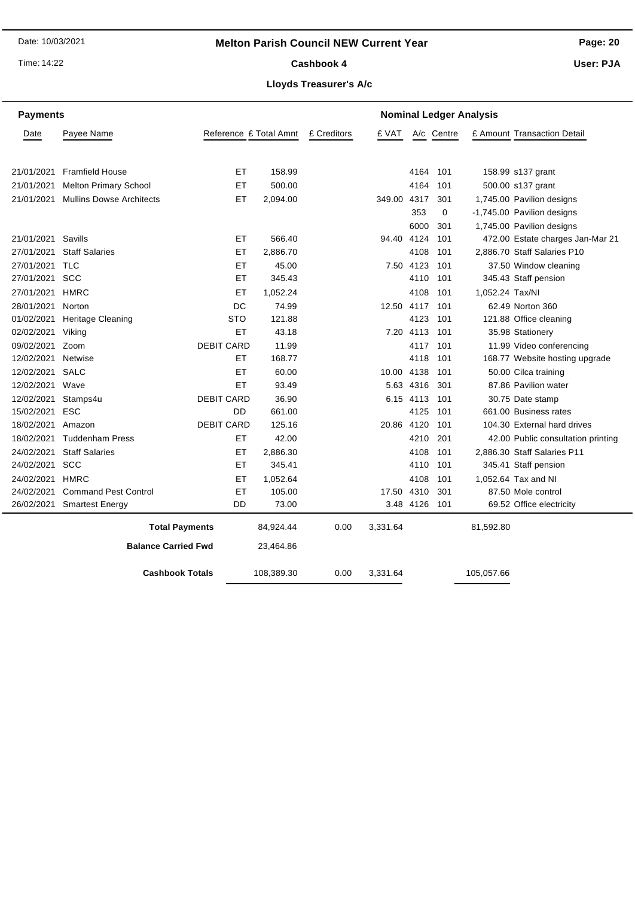# Melton Parish Council NEW Current Year

## Cashbook 4

### Lloyds Treasurer's A/c

Date: 10/03/2021
Time: 14:22
Page: 20
User: PJA

**Payments** — **Nominal Ledger Analysis**

| Date | Payee Name | Reference | £ Total Amnt | £ Creditors | £ VAT | A/c | Centre | £ Amount | Transaction Detail |
|---|---|---|---|---|---|---|---|---|---|
| 21/01/2021 | Framfield House | ET | 158.99 | | | 4164 | 101 | 158.99 | s137 grant |
| 21/01/2021 | Melton Primary School | ET | 500.00 | | | 4164 | 101 | 500.00 | s137 grant |
| 21/01/2021 | Mullins Dowse Architects | ET | 2,094.00 | | 349.00 | 4317 | 301 | 1,745.00 | Pavilion designs |
| | | | | | | 353 | 0 | -1,745.00 | Pavilion designs |
| | | | | | | 6000 | 301 | 1,745.00 | Pavilion designs |
| 21/01/2021 | Savills | ET | 566.40 | | 94.40 | 4124 | 101 | 472.00 | Estate charges Jan-Mar 21 |
| 27/01/2021 | Staff Salaries | ET | 2,886.70 | | | 4108 | 101 | 2,886.70 | Staff Salaries P10 |
| 27/01/2021 | TLC | ET | 45.00 | | 7.50 | 4123 | 101 | 37.50 | Window cleaning |
| 27/01/2021 | SCC | ET | 345.43 | | | 4110 | 101 | 345.43 | Staff pension |
| 27/01/2021 | HMRC | ET | 1,052.24 | | | 4108 | 101 | 1,052.24 | Tax/NI |
| 28/01/2021 | Norton | DC | 74.99 | | 12.50 | 4117 | 101 | 62.49 | Norton 360 |
| 01/02/2021 | Heritage Cleaning | STO | 121.88 | | | 4123 | 101 | 121.88 | Office cleaning |
| 02/02/2021 | Viking | ET | 43.18 | | 7.20 | 4113 | 101 | 35.98 | Stationery |
| 09/02/2021 | Zoom | DEBIT CARD | 11.99 | | | 4117 | 101 | 11.99 | Video conferencing |
| 12/02/2021 | Netwise | ET | 168.77 | | | 4118 | 101 | 168.77 | Website hosting upgrade |
| 12/02/2021 | SALC | ET | 60.00 | | 10.00 | 4138 | 101 | 50.00 | Cilca training |
| 12/02/2021 | Wave | ET | 93.49 | | 5.63 | 4316 | 301 | 87.86 | Pavilion water |
| 12/02/2021 | Stamps4u | DEBIT CARD | 36.90 | | 6.15 | 4113 | 101 | 30.75 | Date stamp |
| 15/02/2021 | ESC | DD | 661.00 | | | 4125 | 101 | 661.00 | Business rates |
| 18/02/2021 | Amazon | DEBIT CARD | 125.16 | | 20.86 | 4120 | 101 | 104.30 | External hard drives |
| 18/02/2021 | Tuddenham Press | ET | 42.00 | | | 4210 | 201 | 42.00 | Public consultation printing |
| 24/02/2021 | Staff Salaries | ET | 2,886.30 | | | 4108 | 101 | 2,886.30 | Staff Salaries P11 |
| 24/02/2021 | SCC | ET | 345.41 | | | 4110 | 101 | 345.41 | Staff pension |
| 24/02/2021 | HMRC | ET | 1,052.64 | | | 4108 | 101 | 1,052.64 | Tax and NI |
| 24/02/2021 | Command Pest Control | ET | 105.00 | | 17.50 | 4310 | 301 | 87.50 | Mole control |
| 26/02/2021 | Smartest Energy | DD | 73.00 | | 3.48 | 4126 | 101 | 69.52 | Office electricity |
| | **Total Payments** | | 84,924.44 | 0.00 | 3,331.64 | | | 81,592.80 | |
| | **Balance Carried Fwd** | | 23,464.86 | | | | | | |
| | **Cashbook Totals** | | 108,389.30 | 0.00 | 3,331.64 | | | 105,057.66 | |